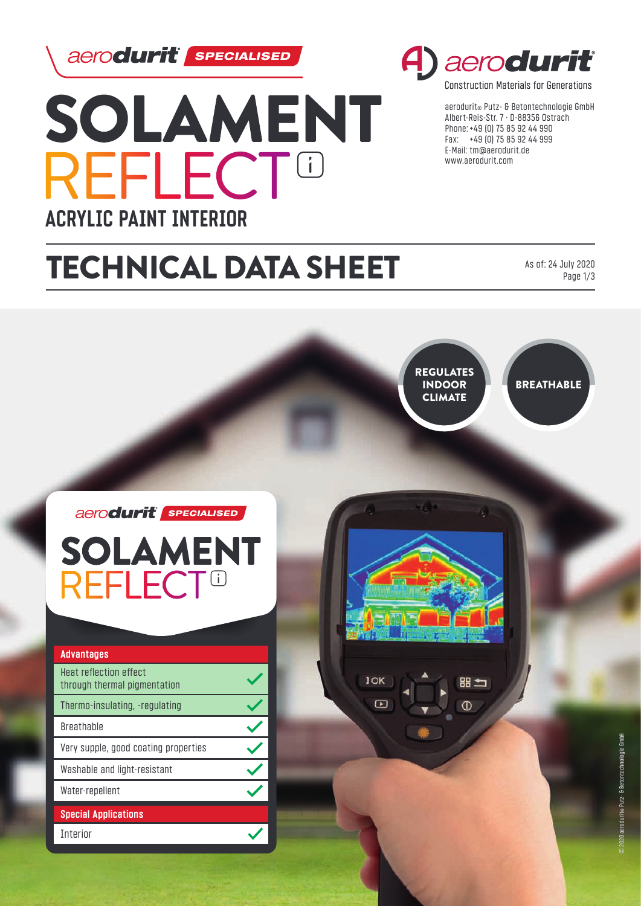aerodurit SPECIALISED

# SOLAMENT REFLECT

## ACRYLIC PAINT INTERIOR

aerodurit Construction Materials for Generations

aerodurit® Putz- & Betontechnologie GmbH
Albert-Reis-Str. 7 · D-88356 Ostrach
Phone: +49 (0) 75 85 92 44 990
Fax: +49 (0) 75 85 92 44 999
E-Mail: tm@aerodurit.de
www.aerodurit.com

# TECHNICAL DATA SHEET

As of: 24 July 2020

REGULATES INDOOR CLIMATE

BREATHABLE

aerodurit SPECIALISED

SOLAMENT REFLECT

| Advantages | |
|---|---|
| Heat reflection effect through thermal pigmentation | ✓ |
| Thermo-insulating, -regulating | ✓ |
| Breathable | ✓ |
| Very supple, good coating properties | ✓ |
| Washable and light-resistant | ✓ |
| Water-repellent | ✓ |
| **Special Applications** | |
| Interior | ✓ |

© 2020 aerodurit® Putz- & Betontechnologie GmbH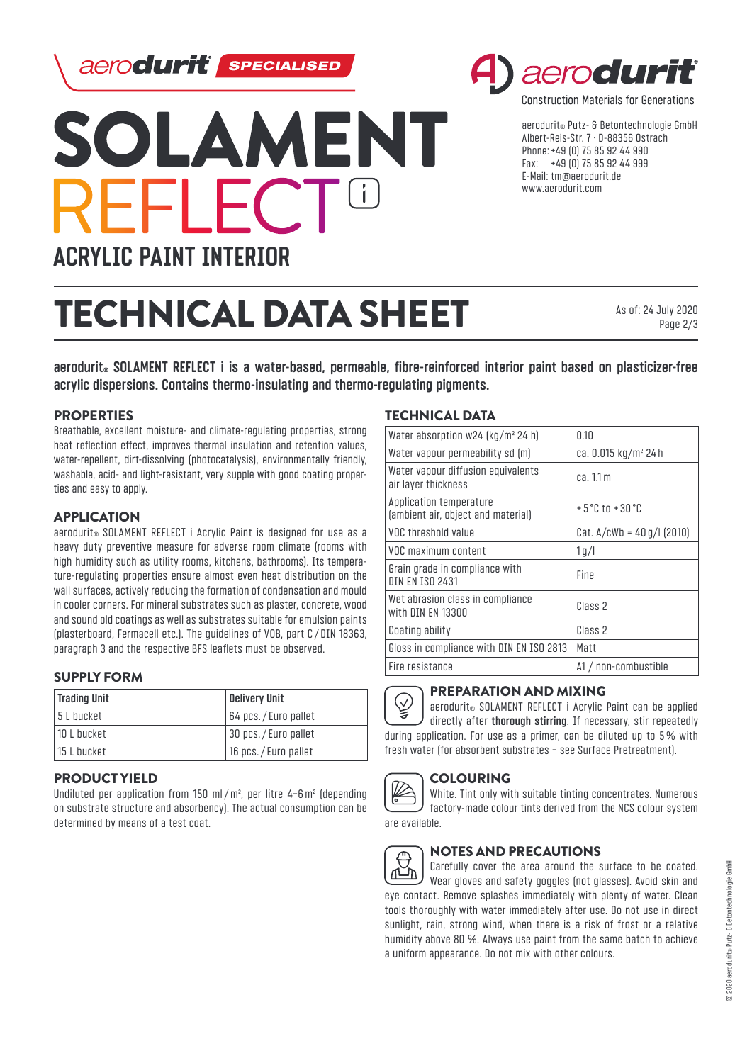aerodurit SPECIALISED

# SOLAMENT REFLECT i

## ACRYLIC PAINT INTERIOR

aerodurit® Putz- & Betontechnologie GmbH
Albert-Reis-Str. 7 · D-88356 Ostrach
Phone: +49 (0) 75 85 92 44 990
Fax: +49 (0) 75 85 92 44 999
E-Mail: tm@aerodurit.de
www.aerodurit.com

# TECHNICAL DATA SHEET

As of: 24 July 2020

**aerodurit® SOLAMENT REFLECT i is a water-based, permeable, fibre-reinforced interior paint based on plasticizer-free acrylic dispersions. Contains thermo-insulating and thermo-regulating pigments.**

## PROPERTIES

Breathable, excellent moisture- and climate-regulating properties, strong heat reflection effect, improves thermal insulation and retention values, water-repellent, dirt-dissolving (photocatalysis), environmentally friendly, washable, acid- and light-resistant, very supple with good coating properties and easy to apply.

## APPLICATION

aerodurit® SOLAMENT REFLECT i Acrylic Paint is designed for use as a heavy duty preventive measure for adverse room climate (rooms with high humidity such as utility rooms, kitchens, bathrooms). Its temperature-regulating properties ensure almost even heat distribution on the wall surfaces, actively reducing the formation of condensation and mould in cooler corners. For mineral substrates such as plaster, concrete, wood and sound old coatings as well as substrates suitable for emulsion paints (plasterboard, Fermacell etc.). The guidelines of VOB, part C / DIN 18363, paragraph 3 and the respective BFS leaflets must be observed.

## SUPPLY FORM

| Trading Unit | Delivery Unit |
|---|---|
| 5 L bucket | 64 pcs. / Euro pallet |
| 10 L bucket | 30 pcs. / Euro pallet |
| 15 L bucket | 16 pcs. / Euro pallet |

## PRODUCT YIELD

Undiluted per application from 150 ml / m², per litre 4–6 m² (depending on substrate structure and absorbency). The actual consumption can be determined by means of a test coat.

## TECHNICAL DATA

| | |
|---|---|
| Water absorption w24 (kg/m² 24 h) | 0.10 |
| Water vapour permeability sd (m) | ca. 0.015 kg/m² 24 h |
| Water vapour diffusion equivalents air layer thickness | ca. 1.1 m |
| Application temperature (ambient air, object and material) | + 5 °C to + 30 °C |
| VOC threshold value | Cat. A/cWb = 40 g/l (2010) |
| VOC maximum content | 1 g/l |
| Grain grade in compliance with DIN EN ISO 2431 | Fine |
| Wet abrasion class in compliance with DIN EN 13300 | Class 2 |
| Coating ability | Class 2 |
| Gloss in compliance with DIN EN ISO 2813 | Matt |
| Fire resistance | A1 / non-combustible |

## PREPARATION AND MIXING

aerodurit® SOLAMENT REFLECT i Acrylic Paint can be applied directly after **thorough stirring**. If necessary, stir repeatedly during application. For use as a primer, can be diluted up to 5 % with fresh water (for absorbent substrates – see Surface Pretreatment).

## COLOURING

White. Tint only with suitable tinting concentrates. Numerous factory-made colour tints derived from the NCS colour system are available.

## NOTES AND PRECAUTIONS

Carefully cover the area around the surface to be coated. Wear gloves and safety goggles (not glasses). Avoid skin and eye contact. Remove splashes immediately with plenty of water. Clean tools thoroughly with water immediately after use. Do not use in direct sunlight, rain, strong wind, when there is a risk of frost or a relative humidity above 80 %. Always use paint from the same batch to achieve a uniform appearance. Do not mix with other colours.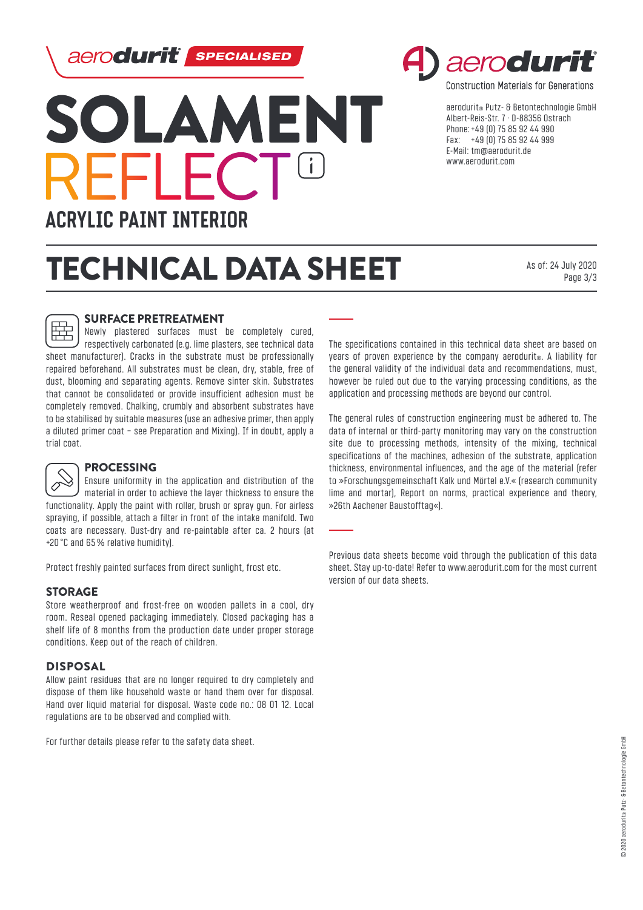aerodurit SPECIALISED

# SOLAMENT REFLECT

## ACRYLIC PAINT INTERIOR

aerodurit – Construction Materials for Generations

aerodurit® Putz- & Betontechnologie GmbH
Albert-Reis-Str. 7 · D-88356 Ostrach
Phone: +49 (0) 75 85 92 44 990
Fax: +49 (0) 75 85 92 44 999
E-Mail: tm@aerodurit.de
www.aerodurit.com

# TECHNICAL DATA SHEET

As of: 24 July 2020

### SURFACE PRETREATMENT

Newly plastered surfaces must be completely cured, respectively carbonated (e.g. lime plasters, see technical data sheet manufacturer). Cracks in the substrate must be professionally repaired beforehand. All substrates must be clean, dry, stable, free of dust, blooming and separating agents. Remove sinter skin. Substrates that cannot be consolidated or provide insufficient adhesion must be completely removed. Chalking, crumbly and absorbent substrates have to be stabilised by suitable measures (use an adhesive primer, then apply a diluted primer coat – see Preparation and Mixing). If in doubt, apply a trial coat.

### PROCESSING

Ensure uniformity in the application and distribution of the material in order to achieve the layer thickness to ensure the functionality. Apply the paint with roller, brush or spray gun. For airless spraying, if possible, attach a filter in front of the intake manifold. Two coats are necessary. Dust-dry and re-paintable after ca. 2 hours (at +20 °C and 65 % relative humidity).

Protect freshly painted surfaces from direct sunlight, frost etc.

### STORAGE

Store weatherproof and frost-free on wooden pallets in a cool, dry room. Reseal opened packaging immediately. Closed packaging has a shelf life of 8 months from the production date under proper storage conditions. Keep out of the reach of children.

### DISPOSAL

Allow paint residues that are no longer required to dry completely and dispose of them like household waste or hand them over for disposal. Hand over liquid material for disposal. Waste code no.: 08 01 12. Local regulations are to be observed and complied with.

For further details please refer to the safety data sheet.

---

The specifications contained in this technical data sheet are based on years of proven experience by the company aerodurit®. A liability for the general validity of the individual data and recommendations, must, however be ruled out due to the varying processing conditions, as the application and processing methods are beyond our control.

The general rules of construction engineering must be adhered to. The data of internal or third-party monitoring may vary on the construction site due to processing methods, intensity of the mixing, technical specifications of the machines, adhesion of the substrate, application thickness, environmental influences, and the age of the material (refer to »Forschungsgemeinschaft Kalk und Mörtel e.V.« (research community lime and mortar), Report on norms, practical experience and theory, »26th Aachener Baustofftag«).

---

Previous data sheets become void through the publication of this data sheet. Stay up-to-date! Refer to www.aerodurit.com for the most current version of our data sheets.

© 2020 aerodurit® Putz- & Betontechnologie GmbH